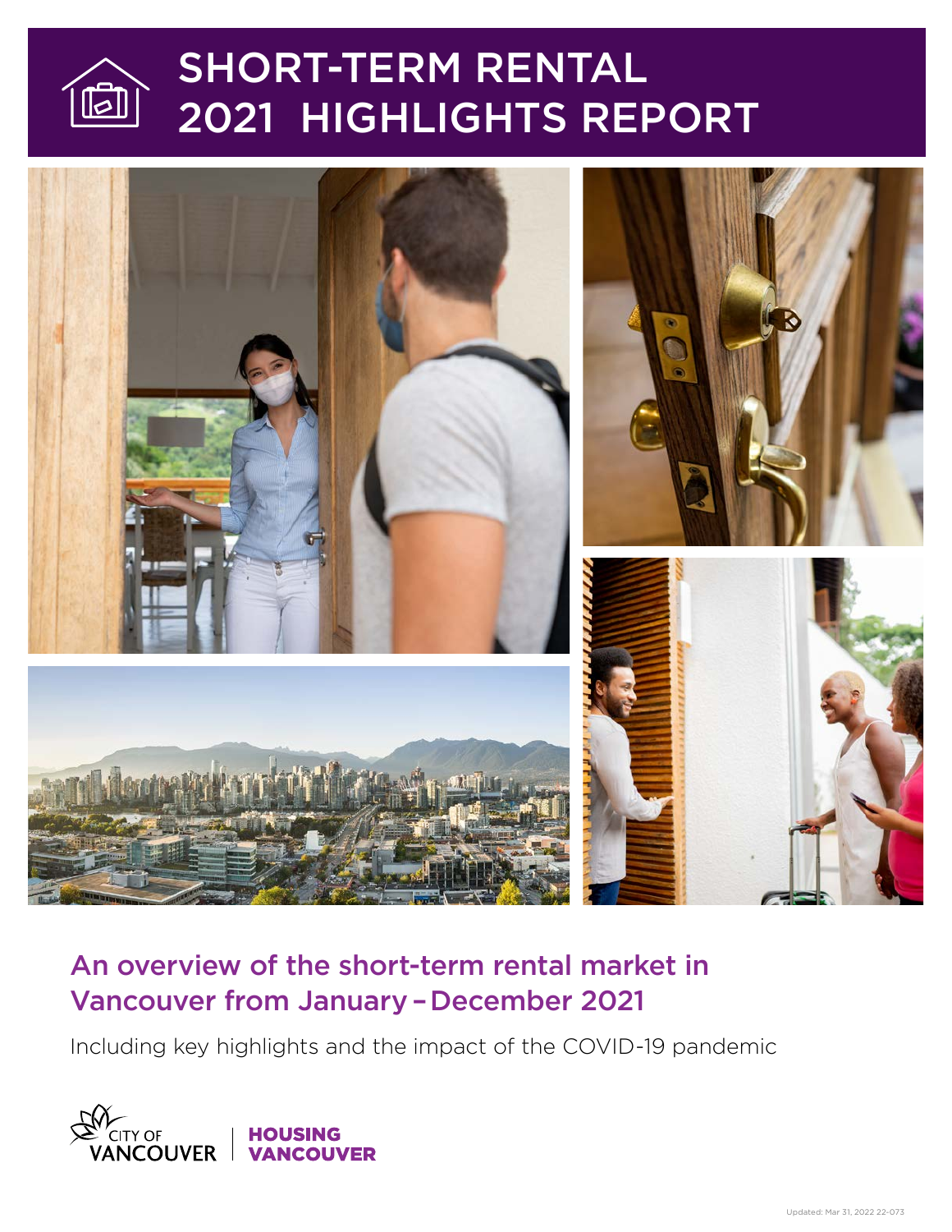# SHORT-TERM RENTAL 2021 HIGHLIGHTS REPORT

## An overview of the short-term rental market in Vancouver from January – December 2021

Including key highlights and the impact of the COVID-19 pandemic

CITY OF VANCOUVER | HOUSING VANCOUVER

Updated: Mar 31, 2022 22-073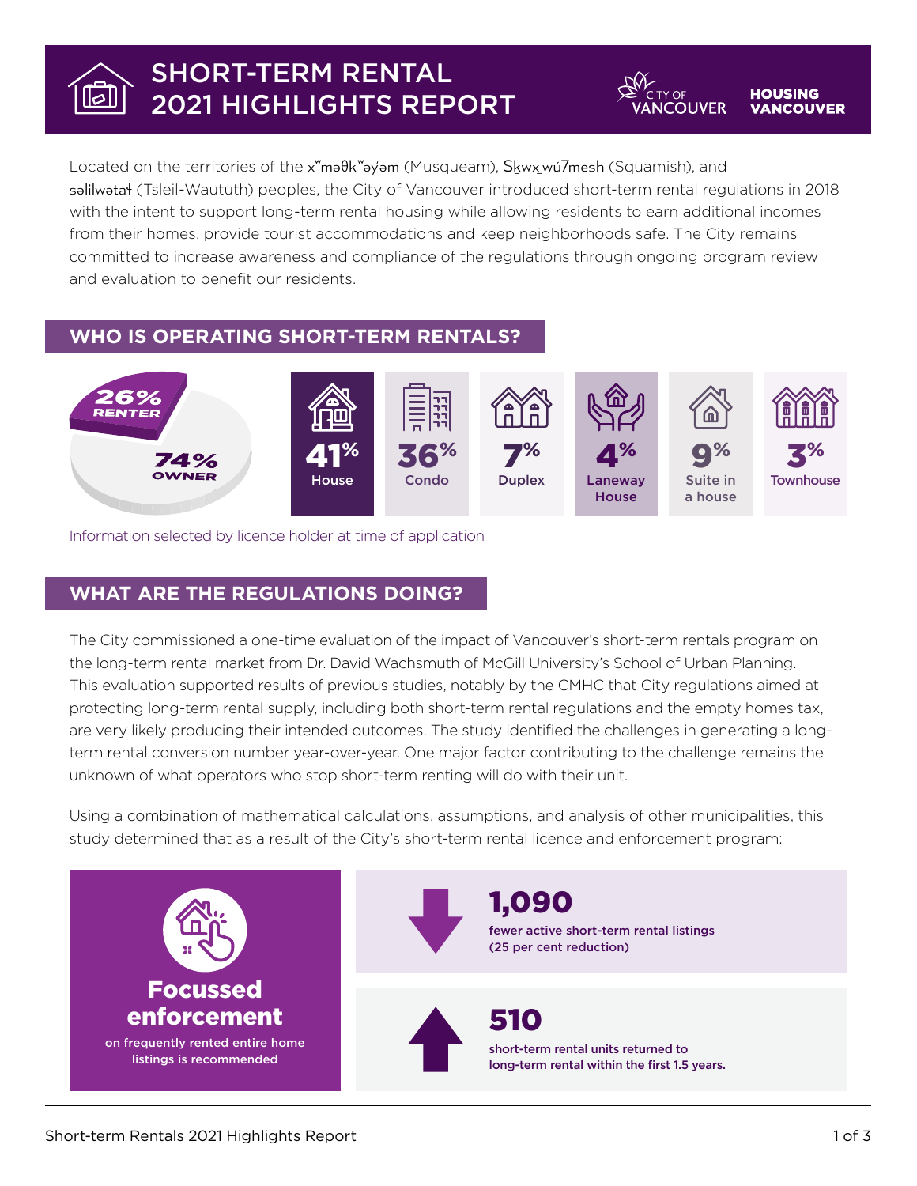# SHORT-TERM RENTAL 2021 HIGHLIGHTS REPORT

CITY OF VANCOUVER | HOUSING VANCOUVER

Located on the territories of the xʷməθkʷəy̓əm (Musqueam), Sḵwx̱wú7mesh (Squamish), and səlilwətaɬ (Tsleil-Waututh) peoples, the City of Vancouver introduced short-term rental regulations in 2018 with the intent to support long-term rental housing while allowing residents to earn additional incomes from their homes, provide tourist accommodations and keep neighborhoods safe. The City remains committed to increase awareness and compliance of the regulations through ongoing program review and evaluation to benefit our residents.

## WHO IS OPERATING SHORT-TERM RENTALS?

- 26% RENTER
- 74% OWNER

| 41% | 36% | 7% | 4% | 9% | 3% |
|---|---|---|---|---|---|
| House | Condo | Duplex | Laneway House | Suite in a house | Townhouse |

Information selected by licence holder at time of application

## WHAT ARE THE REGULATIONS DOING?

The City commissioned a one-time evaluation of the impact of Vancouver's short-term rentals program on the long-term rental market from Dr. David Wachsmuth of McGill University's School of Urban Planning. This evaluation supported results of previous studies, notably by the CMHC that City regulations aimed at protecting long-term rental supply, including both short-term rental regulations and the empty homes tax, are very likely producing their intended outcomes. The study identified the challenges in generating a long-term rental conversion number year-over-year. One major factor contributing to the challenge remains the unknown of what operators who stop short-term renting will do with their unit.

Using a combination of mathematical calculations, assumptions, and analysis of other municipalities, this study determined that as a result of the City's short-term rental licence and enforcement program:

**Focussed enforcement**
on frequently rented entire home listings is recommended

**1,090**
fewer active short-term rental listings (25 per cent reduction)

**510**
short-term rental units returned to long-term rental within the first 1.5 years.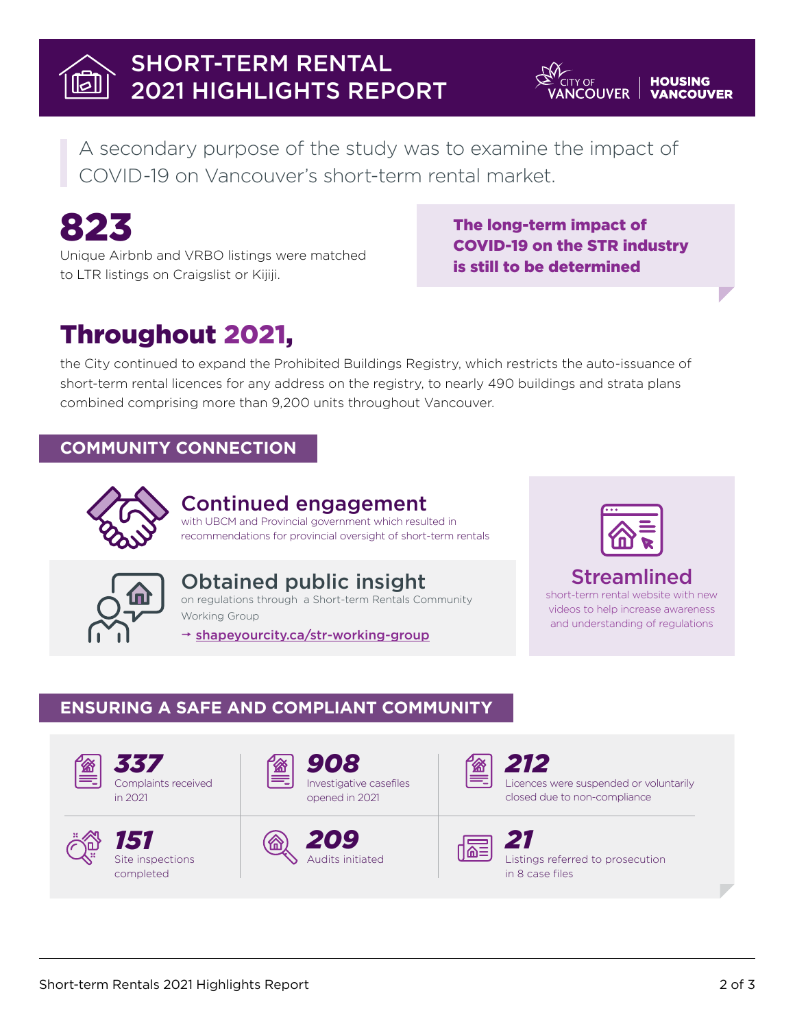# SHORT-TERM RENTAL 2021 HIGHLIGHTS REPORT

CITY OF VANCOUVER | HOUSING VANCOUVER

> A secondary purpose of the study was to examine the impact of COVID-19 on Vancouver's short-term rental market.

**823**

Unique Airbnb and VRBO listings were matched to LTR listings on Craigslist or Kijiji.

**The long-term impact of COVID-19 on the STR industry is still to be determined**

## Throughout 2021,

the City continued to expand the Prohibited Buildings Registry, which restricts the auto-issuance of short-term rental licences for any address on the registry, to nearly 490 buildings and strata plans combined comprising more than 9,200 units throughout Vancouver.

## COMMUNITY CONNECTION

### Continued engagement

with UBCM and Provincial government which resulted in recommendations for provincial oversight of short-term rentals

### Obtained public insight

on regulations through a Short-term Rentals Community Working Group

→ shapeyourcity.ca/str-working-group

### Streamlined

short-term rental website with new videos to help increase awareness and understanding of regulations

## ENSURING A SAFE AND COMPLIANT COMMUNITY

**337**
Complaints received in 2021

**908**
Investigative casefiles opened in 2021

**212**
Licences were suspended or voluntarily closed due to non-compliance

**151**
Site inspections completed

**209**
Audits initiated

**21**
Listings referred to prosecution in 8 case files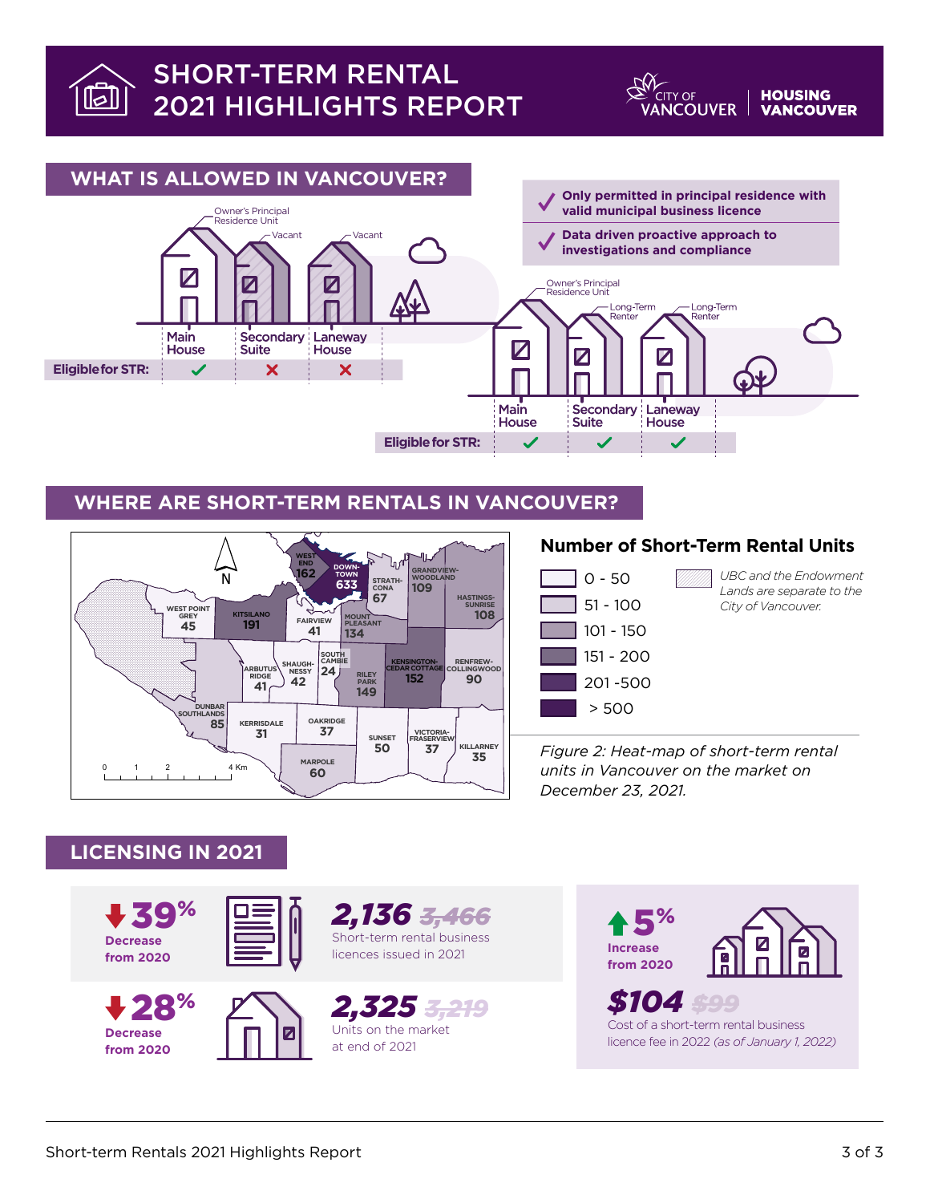# SHORT-TERM RENTAL 2021 HIGHLIGHTS REPORT

CITY OF VANCOUVER | HOUSING VANCOUVER

## WHAT IS ALLOWED IN VANCOUVER?

- Only permitted in principal residence with valid municipal business licence
- Data driven proactive approach to investigations and compliance

Owner's Principal Residence Unit
Vacant
Vacant

Main House | Secondary Suite | Laneway House

Eligible for STR: ✓ | ✗ | ✗

Owner's Principal Residence Unit
Long-Term Renter
Long-Term Renter

Main House | Secondary Suite | Laneway House

Eligible for STR: ✓ | ✓ | ✓

## WHERE ARE SHORT-TERM RENTALS IN VANCOUVER?

N

WEST END 162
DOWNTOWN 633
STRATHCONA 67
GRANDVIEW-WOODLAND 109
HASTINGS-SUNRISE 108
WEST POINT GREY 45
KITSILANO 191
FAIRVIEW 41
MOUNT PLEASANT 134
ARBUTUS RIDGE 41
SHAUGHNESSY 42
SOUTH CAMBIE 24
RILEY PARK 149
KENSINGTON-CEDAR COTTAGE 152
RENFREW-COLLINGWOOD 90
DUNBAR SOUTHLANDS 85
KERRISDALE 31
OAKRIDGE 37
SUNSET 50
VICTORIA-FRASERVIEW 37
KILLARNEY 35
MARPOLE 60

0 1 2 4 Km

**Number of Short-Term Rental Units**

0 - 50
51 - 100
101 - 150
151 - 200
201 -500
> 500

*UBC and the Endowment Lands are separate to the City of Vancouver.*

*Figure 2: Heat-map of short-term rental units in Vancouver on the market on December 23, 2021.*

## LICENSING IN 2021

**39%** Decrease from 2020

***2,136*** ~~3,466~~
Short-term rental business licences issued in 2021

**28%** Decrease from 2020

***2,325*** ~~3,219~~
Units on the market at end of 2021

**5%** Increase from 2020

***$104*** ~~$99~~
Cost of a short-term rental business licence fee in 2022 *(as of January 1, 2022)*